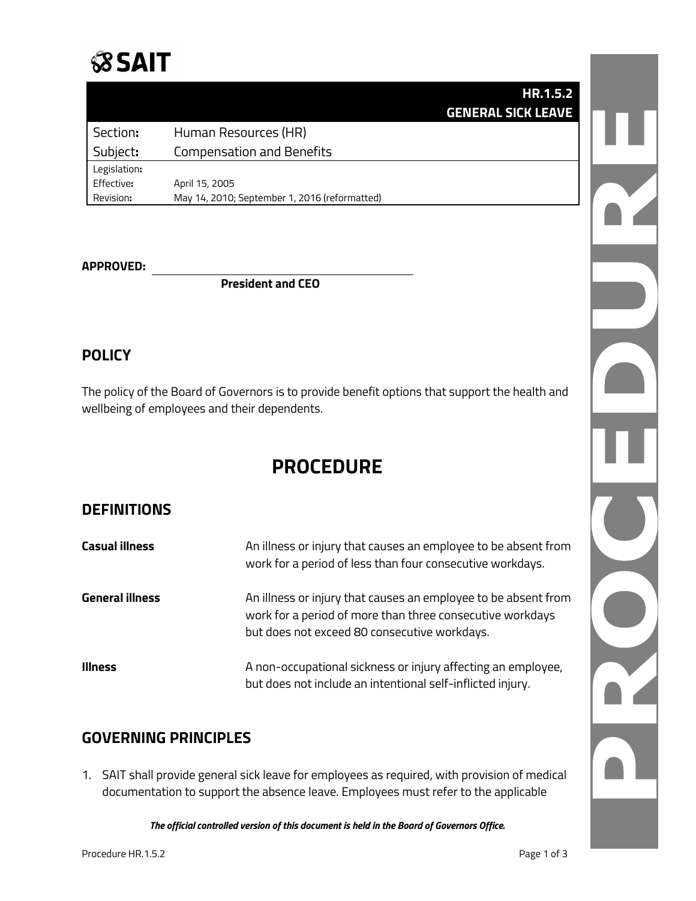# SAIT

| | HR.1.5.2<br>GENERAL SICK LEAVE |
|---|---|
| Section: | Human Resources (HR) |
| Subject: | Compensation and Benefits |
| Legislation: | |
| Effective: | April 15, 2005 |
| Revision: | May 14, 2010; September 1, 2016 (reformatted) |

**APPROVED:** ______________________________

**President and CEO**

## POLICY

The policy of the Board of Governors is to provide benefit options that support the health and wellbeing of employees and their dependents.

# PROCEDURE

## DEFINITIONS

| | |
|---|---|
| **Casual illness** | An illness or injury that causes an employee to be absent from work for a period of less than four consecutive workdays. |
| **General illness** | An illness or injury that causes an employee to be absent from work for a period of more than three consecutive workdays but does not exceed 80 consecutive workdays. |
| **Illness** | A non-occupational sickness or injury affecting an employee, but does not include an intentional self-inflicted injury. |

## GOVERNING PRINCIPLES

1. SAIT shall provide general sick leave for employees as required, with provision of medical documentation to support the absence leave. Employees must refer to the applicable

*The official controlled version of this document is held in the Board of Governors Office.*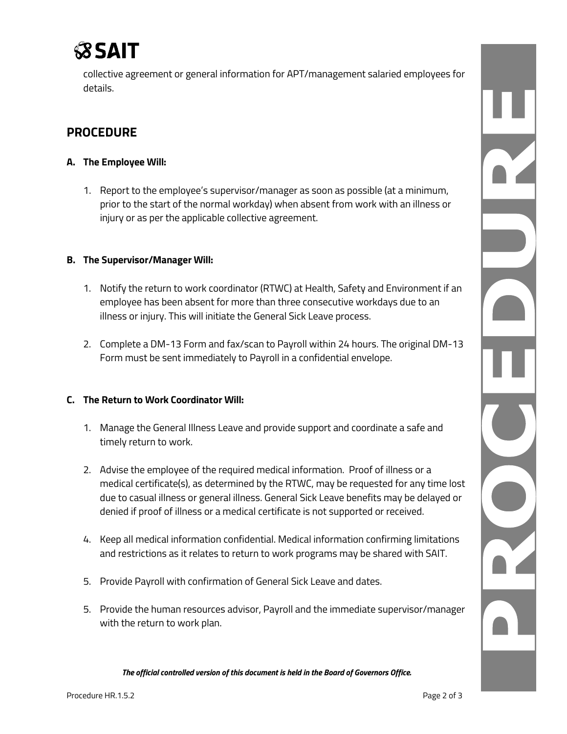collective agreement or general information for APT/management salaried employees for details.

## PROCEDURE

### A. The Employee Will:

1. Report to the employee's supervisor/manager as soon as possible (at a minimum, prior to the start of the normal workday) when absent from work with an illness or injury or as per the applicable collective agreement.

### B. The Supervisor/Manager Will:

1. Notify the return to work coordinator (RTWC) at Health, Safety and Environment if an employee has been absent for more than three consecutive workdays due to an illness or injury. This will initiate the General Sick Leave process.

2. Complete a DM-13 Form and fax/scan to Payroll within 24 hours. The original DM-13 Form must be sent immediately to Payroll in a confidential envelope.

### C. The Return to Work Coordinator Will:

1. Manage the General Illness Leave and provide support and coordinate a safe and timely return to work.

2. Advise the employee of the required medical information. Proof of illness or a medical certificate(s), as determined by the RTWC, may be requested for any time lost due to casual illness or general illness. General Sick Leave benefits may be delayed or denied if proof of illness or a medical certificate is not supported or received.

4. Keep all medical information confidential. Medical information confirming limitations and restrictions as it relates to return to work programs may be shared with SAIT.

5. Provide Payroll with confirmation of General Sick Leave and dates.

5. Provide the human resources advisor, Payroll and the immediate supervisor/manager with the return to work plan.

***The official controlled version of this document is held in the Board of Governors Office.***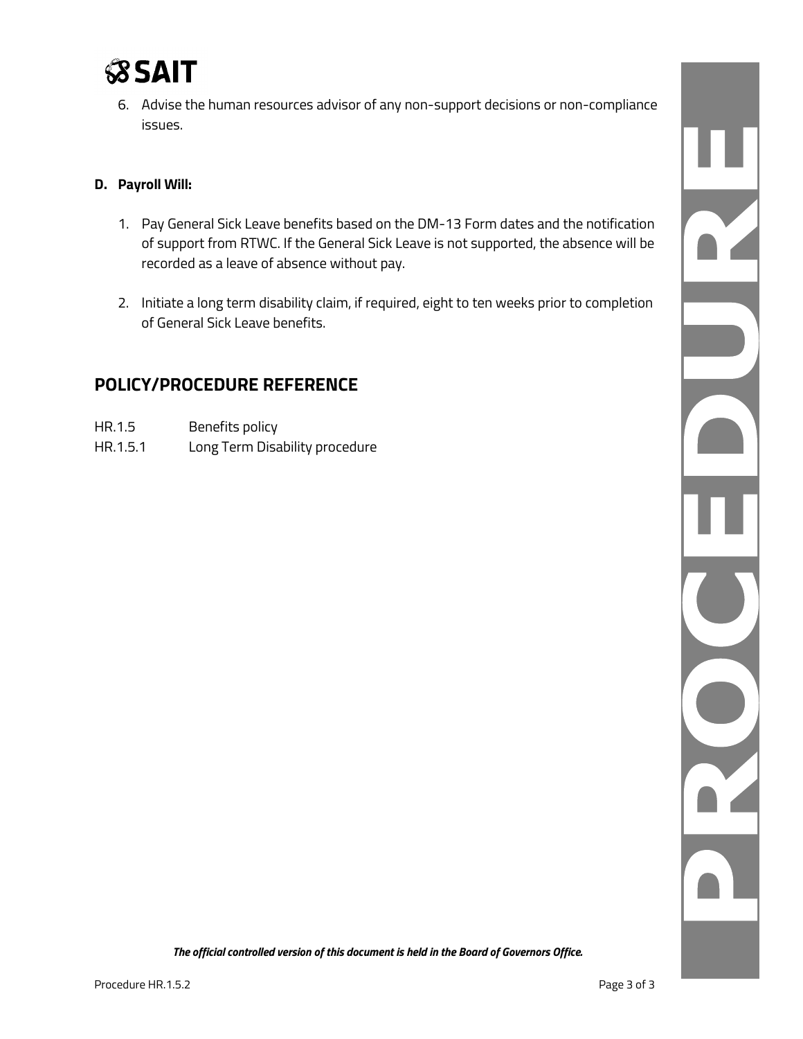6. Advise the human resources advisor of any non-support decisions or non-compliance issues.

**D. Payroll Will:**

1. Pay General Sick Leave benefits based on the DM-13 Form dates and the notification of support from RTWC. If the General Sick Leave is not supported, the absence will be recorded as a leave of absence without pay.

2. Initiate a long term disability claim, if required, eight to ten weeks prior to completion of General Sick Leave benefits.

## POLICY/PROCEDURE REFERENCE

| | |
|---|---|
| HR.1.5 | Benefits policy |
| HR.1.5.1 | Long Term Disability procedure |

***The official controlled version of this document is held in the Board of Governors Office.***